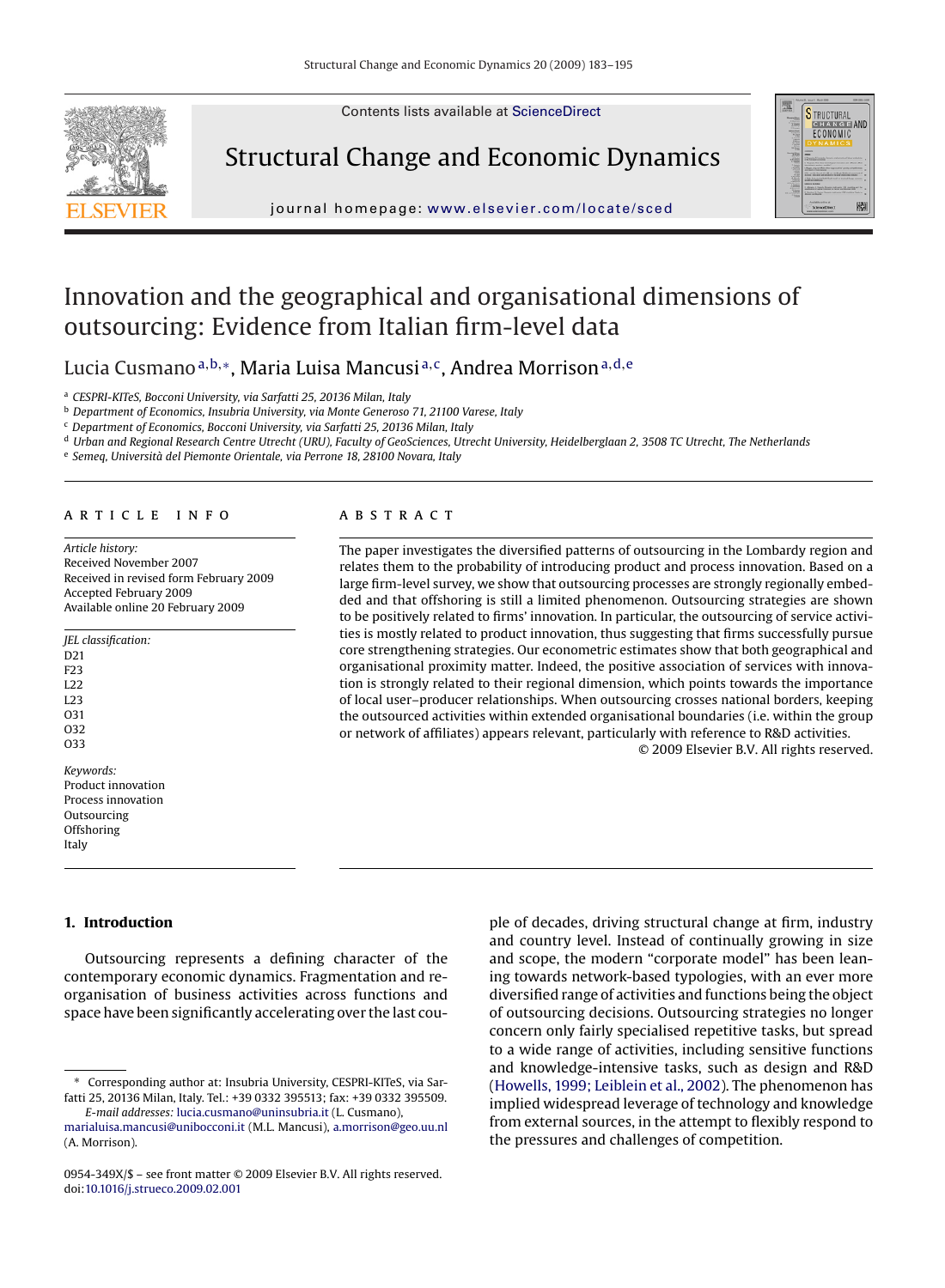# Innovation and the geographical and organisational dimensions of outsourcing: Evidence from Italian firm-level data

Lucia Cusmano[a,b,*], Maria Luisa Mancusi[a,c], Andrea Morrison[a,d,e]

[a] CESPRI-KITeS, Bocconi University, via Sarfatti 25, 20136 Milan, Italy
[b] Department of Economics, Insubria University, via Monte Generoso 71, 21100 Varese, Italy
[c] Department of Economics, Bocconi University, via Sarfatti 25, 20136 Milan, Italy
[d] Urban and Regional Research Centre Utrecht (URU), Faculty of GeoSciences, Utrecht University, Heidelberglaan 2, 3508 TC Utrecht, The Netherlands
[e] Semeq, Università del Piemonte Orientale, via Perrone 18, 28100 Novara, Italy

## ARTICLE INFO

*Article history:*
Received November 2007
Received in revised form February 2009
Accepted February 2009
Available online 20 February 2009

*JEL classification:*
D21
F23
L22
L23
O31
O32
O33

*Keywords:*
Product innovation
Process innovation
Outsourcing
Offshoring
Italy

## ABSTRACT

The paper investigates the diversified patterns of outsourcing in the Lombardy region and relates them to the probability of introducing product and process innovation. Based on a large firm-level survey, we show that outsourcing processes are strongly regionally embedded and that offshoring is still a limited phenomenon. Outsourcing strategies are shown to be positively related to firms' innovation. In particular, the outsourcing of service activities is mostly related to product innovation, thus suggesting that firms successfully pursue core strengthening strategies. Our econometric estimates show that both geographical and organisational proximity matter. Indeed, the positive association of services with innovation is strongly related to their regional dimension, which points towards the importance of local user–producer relationships. When outsourcing crosses national borders, keeping the outsourced activities within extended organisational boundaries (i.e. within the group or network of affiliates) appears relevant, particularly with reference to R&D activities.

© 2009 Elsevier B.V. All rights reserved.

## 1. Introduction

Outsourcing represents a defining character of the contemporary economic dynamics. Fragmentation and reorganisation of business activities across functions and space have been significantly accelerating over the last couple of decades, driving structural change at firm, industry and country level. Instead of continually growing in size and scope, the modern "corporate model" has been leaning towards network-based typologies, with an ever more diversified range of activities and functions being the object of outsourcing decisions. Outsourcing strategies no longer concern only fairly specialised repetitive tasks, but spread to a wide range of activities, including sensitive functions and knowledge-intensive tasks, such as design and R&D (Howells, 1999; Leiblein et al., 2002). The phenomenon has implied widespread leverage of technology and knowledge from external sources, in the attempt to flexibly respond to the pressures and challenges of competition.

---

* Corresponding author at: Insubria University, CESPRI-KITeS, via Sarfatti 25, 20136 Milan, Italy. Tel.: +39 0332 395513; fax: +39 0332 395509.
*E-mail addresses:* lucia.cusmano@uninsubria.it (L. Cusmano), marialuisa.mancusi@unibocconi.it (M.L. Mancusi), a.morrison@geo.uu.nl (A. Morrison).

0954-349X/$ – see front matter © 2009 Elsevier B.V. All rights reserved.
doi:10.1016/j.strueco.2009.02.001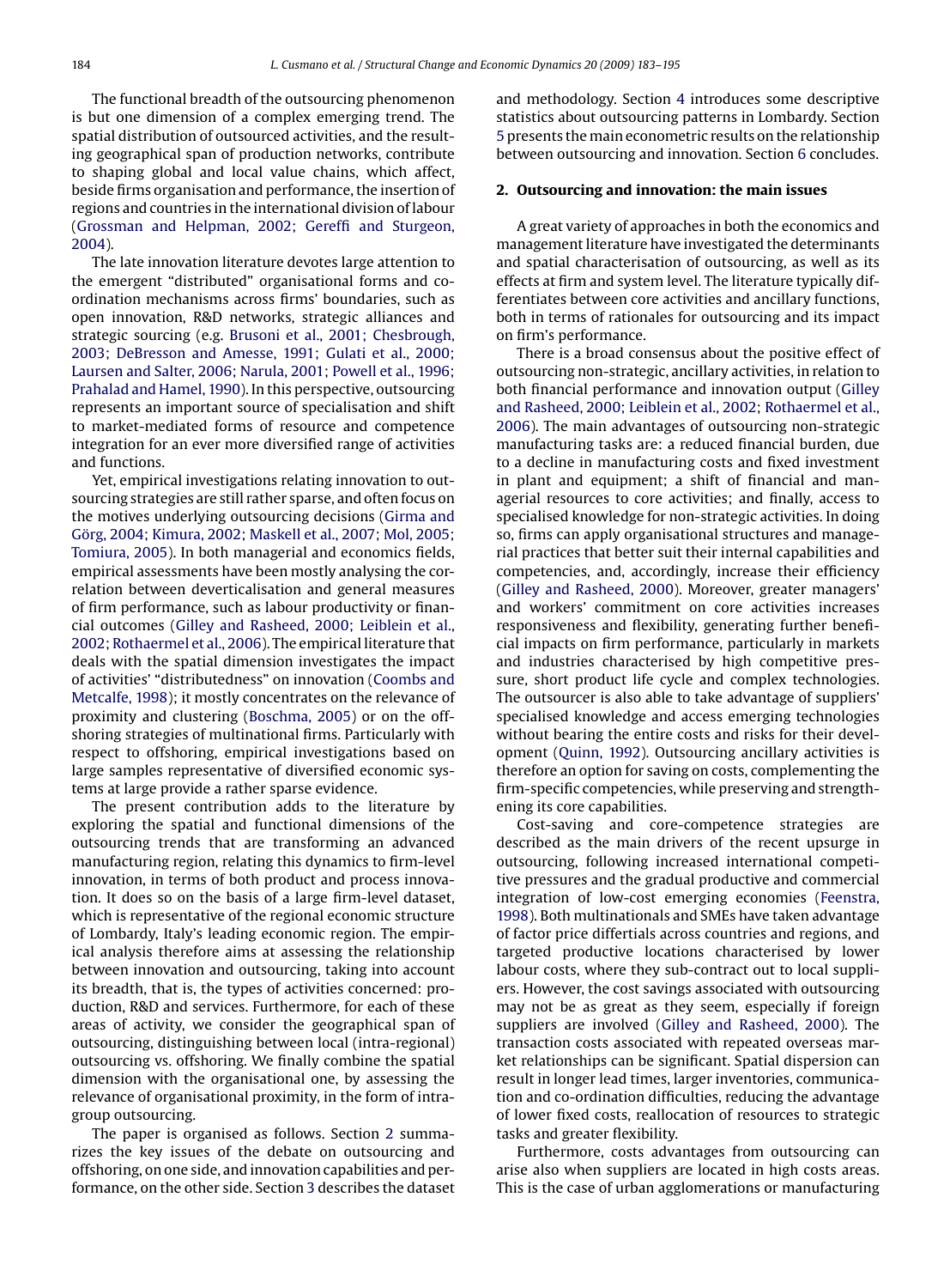The functional breadth of the outsourcing phenomenon is but one dimension of a complex emerging trend. The spatial distribution of outsourced activities, and the resulting geographical span of production networks, contribute to shaping global and local value chains, which affect, beside firms organisation and performance, the insertion of regions and countries in the international division of labour (Grossman and Helpman, 2002; Gereffi and Sturgeon, 2004).

The late innovation literature devotes large attention to the emergent "distributed" organisational forms and coordination mechanisms across firms' boundaries, such as open innovation, R&D networks, strategic alliances and strategic sourcing (e.g. Brusoni et al., 2001; Chesbrough, 2003; DeBresson and Amesse, 1991; Gulati et al., 2000; Laursen and Salter, 2006; Narula, 2001; Powell et al., 1996; Prahalad and Hamel, 1990). In this perspective, outsourcing represents an important source of specialisation and shift to market-mediated forms of resource and competence integration for an ever more diversified range of activities and functions.

Yet, empirical investigations relating innovation to outsourcing strategies are still rather sparse, and often focus on the motives underlying outsourcing decisions (Girma and Görg, 2004; Kimura, 2002; Maskell et al., 2007; Mol, 2005; Tomiura, 2005). In both managerial and economics fields, empirical assessments have been mostly analysing the correlation between deverticalisation and general measures of firm performance, such as labour productivity or financial outcomes (Gilley and Rasheed, 2000; Leiblein et al., 2002; Rothaermel et al., 2006). The empirical literature that deals with the spatial dimension investigates the impact of activities' "distributedness" on innovation (Coombs and Metcalfe, 1998); it mostly concentrates on the relevance of proximity and clustering (Boschma, 2005) or on the offshoring strategies of multinational firms. Particularly with respect to offshoring, empirical investigations based on large samples representative of diversified economic systems at large provide a rather sparse evidence.

The present contribution adds to the literature by exploring the spatial and functional dimensions of the outsourcing trends that are transforming an advanced manufacturing region, relating this dynamics to firm-level innovation, in terms of both product and process innovation. It does so on the basis of a large firm-level dataset, which is representative of the regional economic structure of Lombardy, Italy's leading economic region. The empirical analysis therefore aims at assessing the relationship between innovation and outsourcing, taking into account its breadth, that is, the types of activities concerned: production, R&D and services. Furthermore, for each of these areas of activity, we consider the geographical span of outsourcing, distinguishing between local (intra-regional) outsourcing vs. offshoring. We finally combine the spatial dimension with the organisational one, by assessing the relevance of organisational proximity, in the form of intra-group outsourcing.

The paper is organised as follows. Section 2 summarizes the key issues of the debate on outsourcing and offshoring, on one side, and innovation capabilities and performance, on the other side. Section 3 describes the dataset and methodology. Section 4 introduces some descriptive statistics about outsourcing patterns in Lombardy. Section 5 presents the main econometric results on the relationship between outsourcing and innovation. Section 6 concludes.

## 2. Outsourcing and innovation: the main issues

A great variety of approaches in both the economics and management literature have investigated the determinants and spatial characterisation of outsourcing, as well as its effects at firm and system level. The literature typically differentiates between core activities and ancillary functions, both in terms of rationales for outsourcing and its impact on firm's performance.

There is a broad consensus about the positive effect of outsourcing non-strategic, ancillary activities, in relation to both financial performance and innovation output (Gilley and Rasheed, 2000; Leiblein et al., 2002; Rothaermel et al., 2006). The main advantages of outsourcing non-strategic manufacturing tasks are: a reduced financial burden, due to a decline in manufacturing costs and fixed investment in plant and equipment; a shift of financial and managerial resources to core activities; and finally, access to specialised knowledge for non-strategic activities. In doing so, firms can apply organisational structures and managerial practices that better suit their internal capabilities and competencies, and, accordingly, increase their efficiency (Gilley and Rasheed, 2000). Moreover, greater managers' and workers' commitment on core activities increases responsiveness and flexibility, generating further beneficial impacts on firm performance, particularly in markets and industries characterised by high competitive pressure, short product life cycle and complex technologies. The outsourcer is also able to take advantage of suppliers' specialised knowledge and access emerging technologies without bearing the entire costs and risks for their development (Quinn, 1992). Outsourcing ancillary activities is therefore an option for saving on costs, complementing the firm-specific competencies, while preserving and strengthening its core capabilities.

Cost-saving and core-competence strategies are described as the main drivers of the recent upsurge in outsourcing, following increased international competitive pressures and the gradual productive and commercial integration of low-cost emerging economies (Feenstra, 1998). Both multinationals and SMEs have taken advantage of factor price differtials across countries and regions, and targeted productive locations characterised by lower labour costs, where they sub-contract out to local suppliers. However, the cost savings associated with outsourcing may not be as great as they seem, especially if foreign suppliers are involved (Gilley and Rasheed, 2000). The transaction costs associated with repeated overseas market relationships can be significant. Spatial dispersion can result in longer lead times, larger inventories, communication and co-ordination difficulties, reducing the advantage of lower fixed costs, reallocation of resources to strategic tasks and greater flexibility.

Furthermore, costs advantages from outsourcing can arise also when suppliers are located in high costs areas. This is the case of urban agglomerations or manufacturing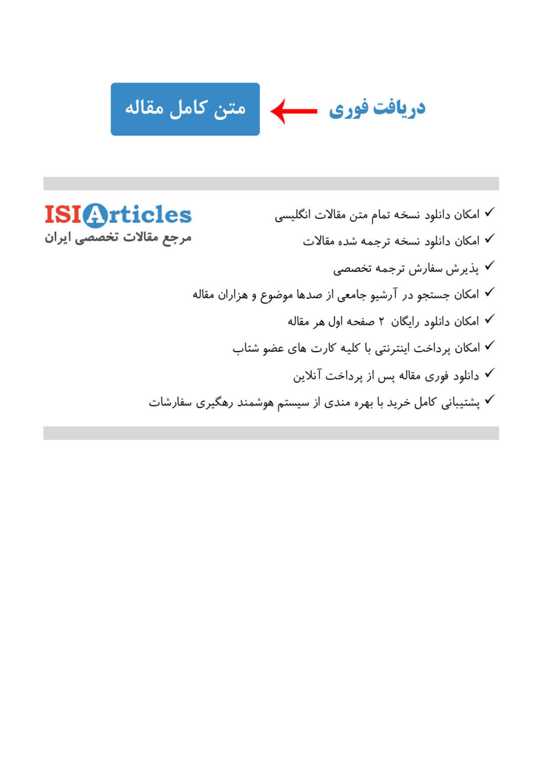دریافت فوری ← متن کامل مقاله

ISIArticles
مرجع مقالات تخصصی ایران

- ✓ امکان دانلود نسخه تمام متن مقالات انگلیسی
- ✓ امکان دانلود نسخه ترجمه شده مقالات
- ✓ پذیرش سفارش ترجمه تخصصی
- ✓ امکان جستجو در آرشیو جامعی از صدها موضوع و هزاران مقاله
- ✓ امکان دانلود رایگان ۲ صفحه اول هر مقاله
- ✓ امکان پرداخت اینترنتی با کلیه کارت های عضو شتاب
- ✓ دانلود فوری مقاله پس از پرداخت آنلاین
- ✓ پشتیبانی کامل خرید با بهره مندی از سیستم هوشمند رهگیری سفارشات